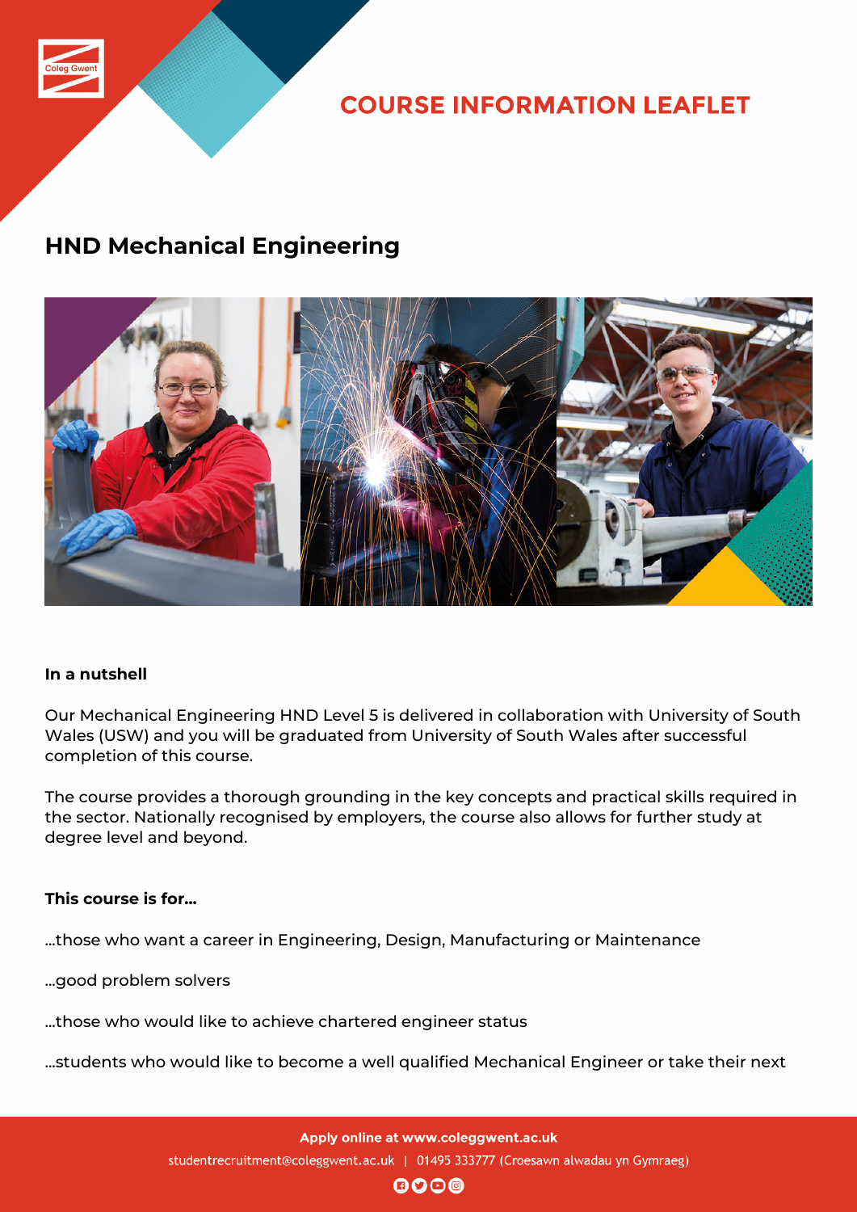# COURSE INFORMATION LEAFLET

## HND Mechanical Engineering

**In a nutshell**

Our Mechanical Engineering HND Level 5 is delivered in collaboration with University of South Wales (USW) and you will be graduated from University of South Wales after successful completion of this course.

The course provides a thorough grounding in the key concepts and practical skills required in the sector. Nationally recognised by employers, the course also allows for further study at degree level and beyond.

**This course is for...**

...those who want a career in Engineering, Design, Manufacturing or Maintenance

...good problem solvers

...those who would like to achieve chartered engineer status

...students who would like to become a well qualified Mechanical Engineer or take their next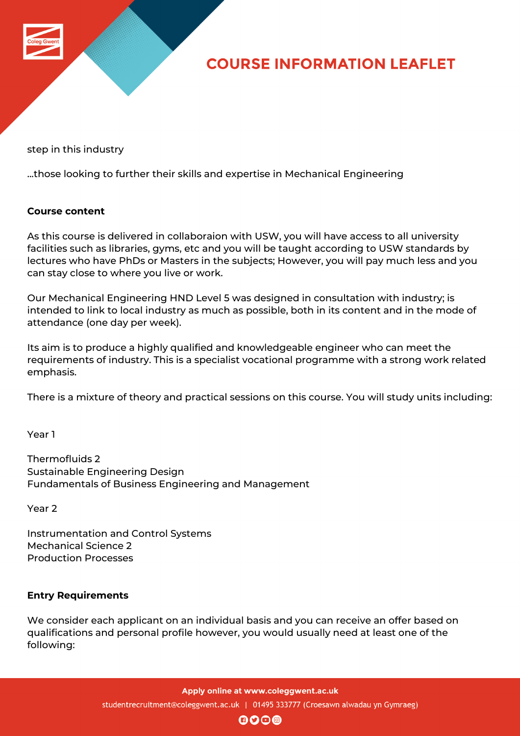step in this industry

...those looking to further their skills and expertise in Mechanical Engineering

**Course content**

As this course is delivered in collaboraion with USW, you will have access to all university facilities such as libraries, gyms, etc and you will be taught according to USW standards by lectures who have PhDs or Masters in the subjects; However, you will pay much less and you can stay close to where you live or work.

Our Mechanical Engineering HND Level 5 was designed in consultation with industry; is intended to link to local industry as much as possible, both in its content and in the mode of attendance (one day per week).

Its aim is to produce a highly qualified and knowledgeable engineer who can meet the requirements of industry. This is a specialist vocational programme with a strong work related emphasis.

There is a mixture of theory and practical sessions on this course. You will study units including:

Year 1

Thermofluids 2
Sustainable Engineering Design
Fundamentals of Business Engineering and Management

Year 2

Instrumentation and Control Systems
Mechanical Science 2
Production Processes

**Entry Requirements**

We consider each applicant on an individual basis and you can receive an offer based on qualifications and personal profile however, you would usually need at least one of the following: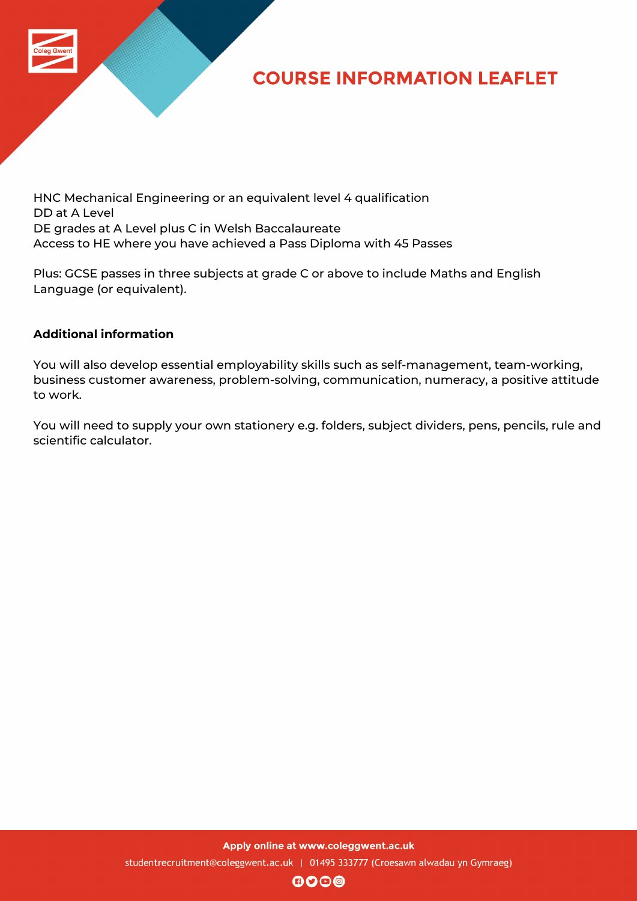HNC Mechanical Engineering or an equivalent level 4 qualification
DD at A Level
DE grades at A Level plus C in Welsh Baccalaureate
Access to HE where you have achieved a Pass Diploma with 45 Passes

Plus: GCSE passes in three subjects at grade C or above to include Maths and English Language (or equivalent).

**Additional information**

You will also develop essential employability skills such as self-management, team-working, business customer awareness, problem-solving, communication, numeracy, a positive attitude to work.

You will need to supply your own stationery e.g. folders, subject dividers, pens, pencils, rule and scientific calculator.